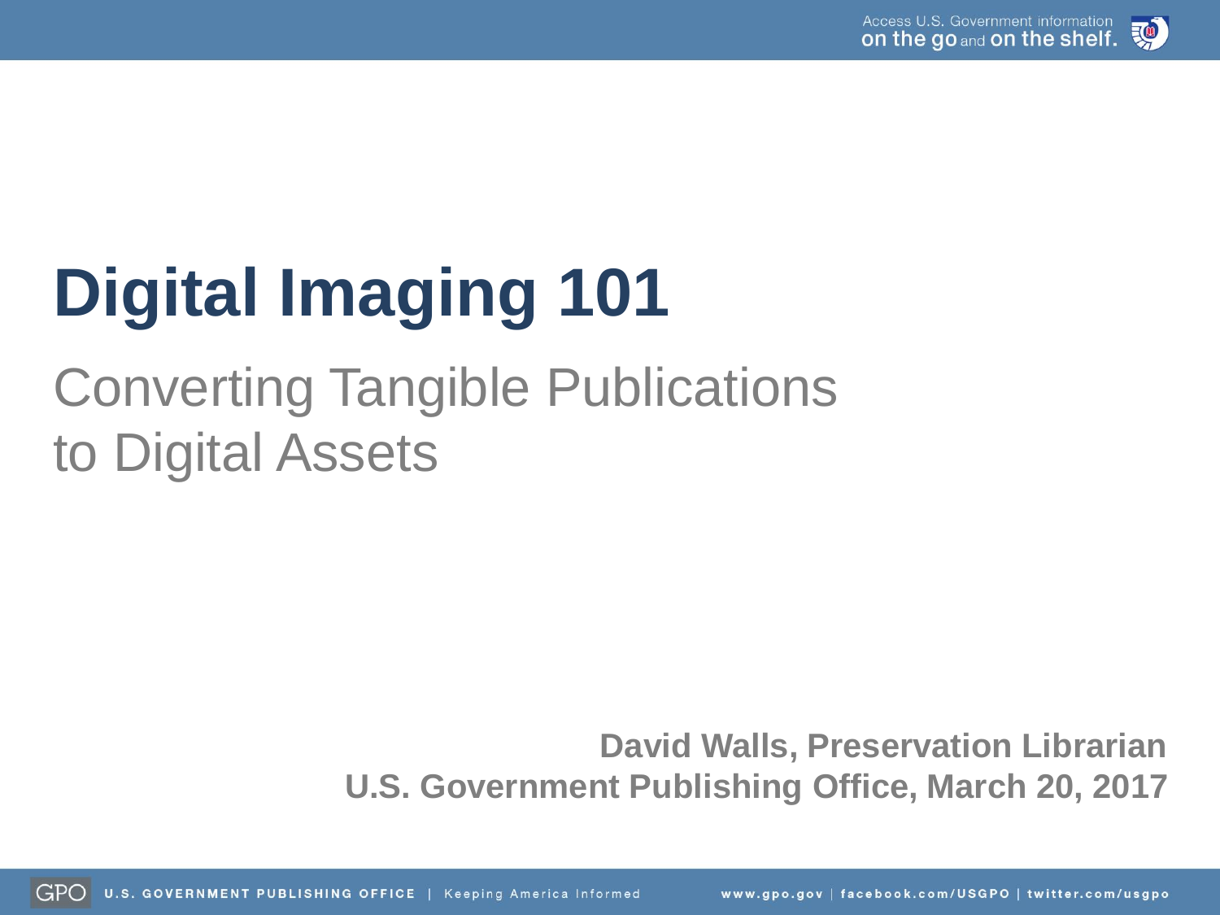# Digital Imaging 101

## Converting Tangible Publications to Digital Assets

**David Walls, Preservation Librarian**
**U.S. Government Publishing Office, March 20, 2017**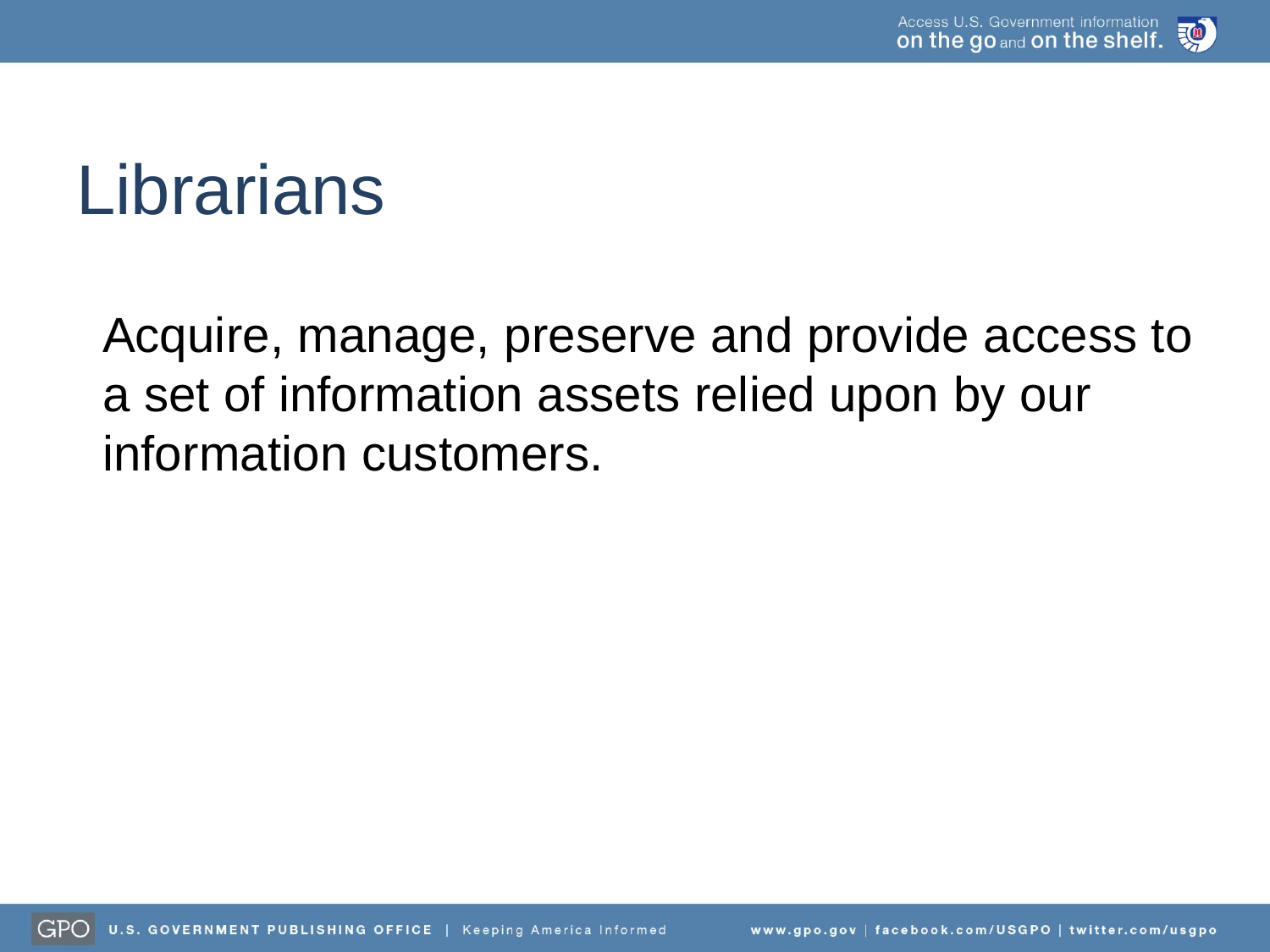# Librarians

Acquire, manage, preserve and provide access to a set of information assets relied upon by our information customers.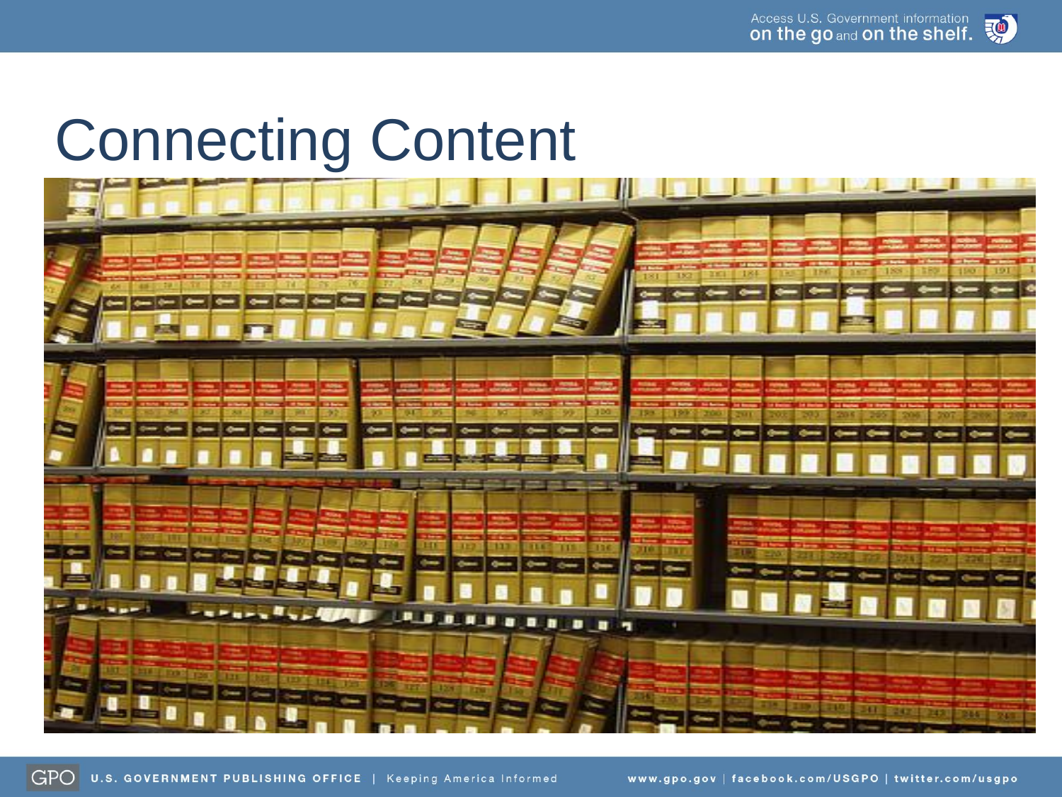# Connecting Content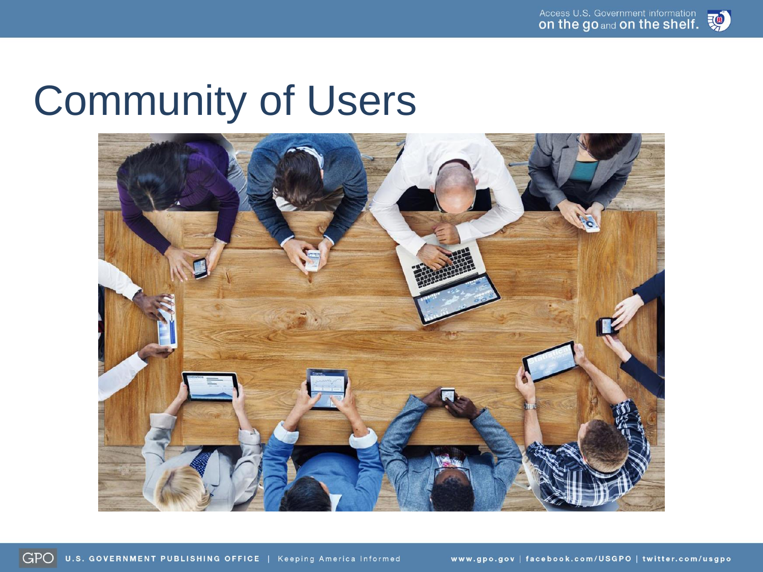# Community of Users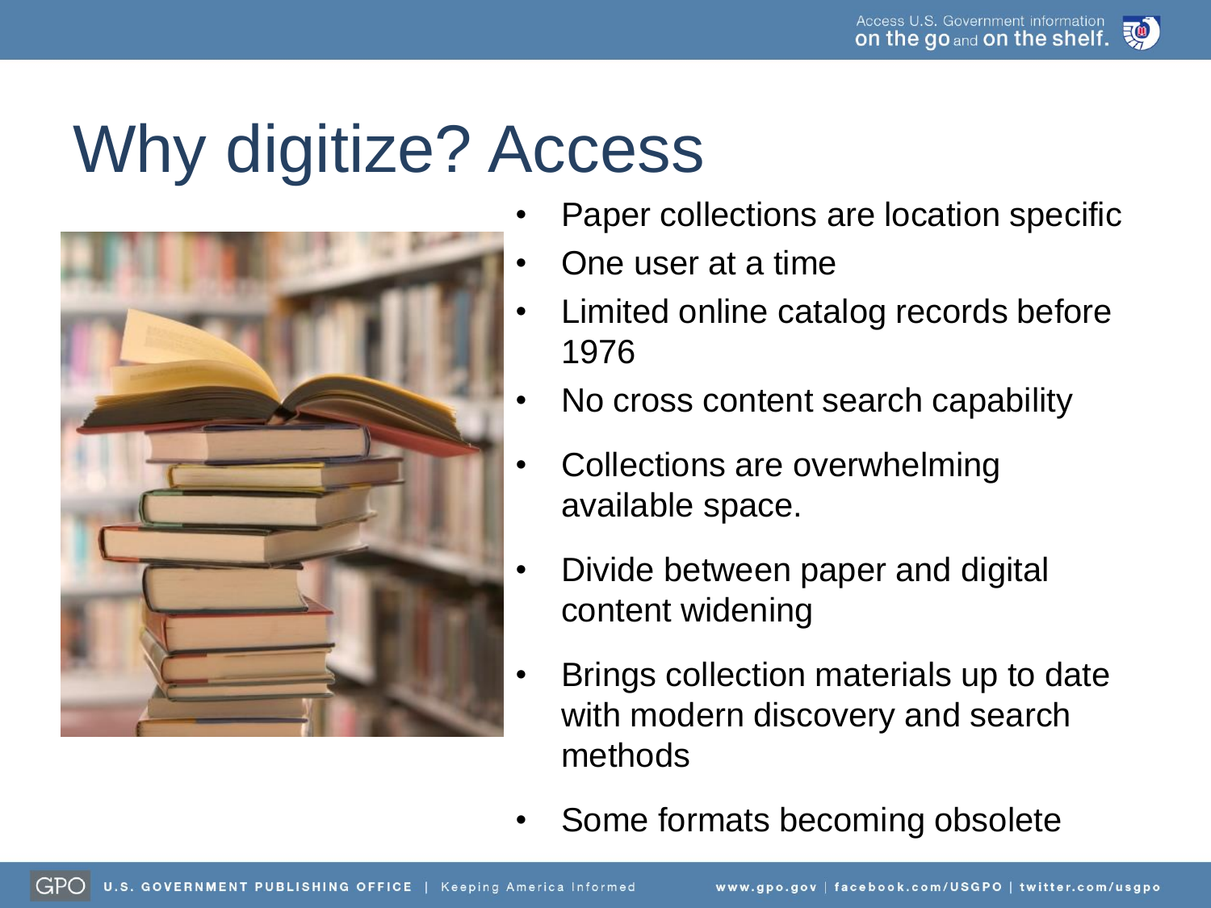# Why digitize? Access

- Paper collections are location specific
- One user at a time
- Limited online catalog records before 1976
- No cross content search capability
- Collections are overwhelming available space.
- Divide between paper and digital content widening
- Brings collection materials up to date with modern discovery and search methods
- Some formats becoming obsolete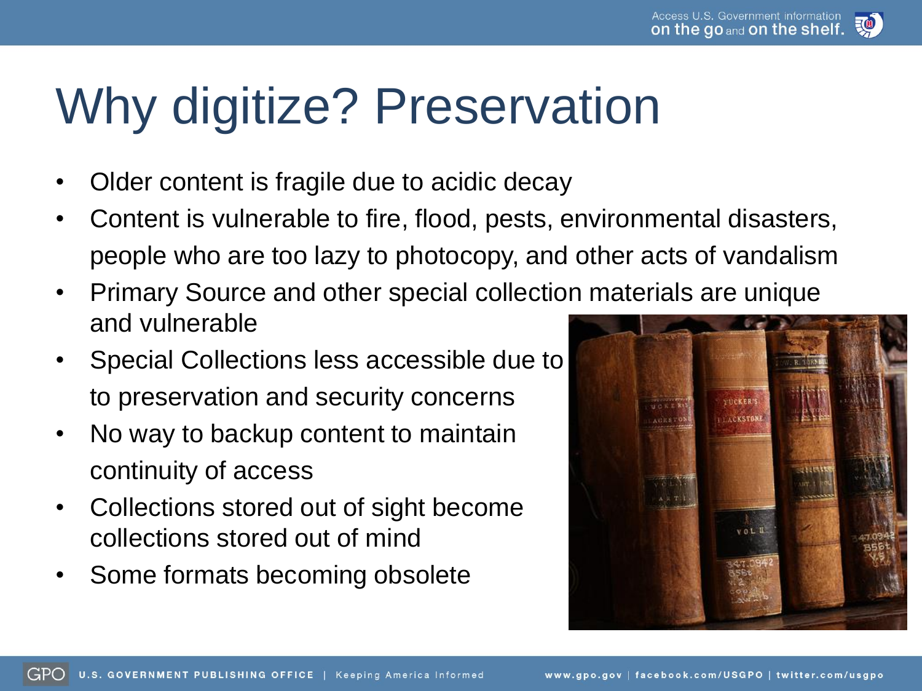# Why digitize? Preservation

- Older content is fragile due to acidic decay
- Content is vulnerable to fire, flood, pests, environmental disasters, people who are too lazy to photocopy, and other acts of vandalism
- Primary Source and other special collection materials are unique and vulnerable
- Special Collections less accessible due to to preservation and security concerns
- No way to backup content to maintain continuity of access
- Collections stored out of sight become collections stored out of mind
- Some formats becoming obsolete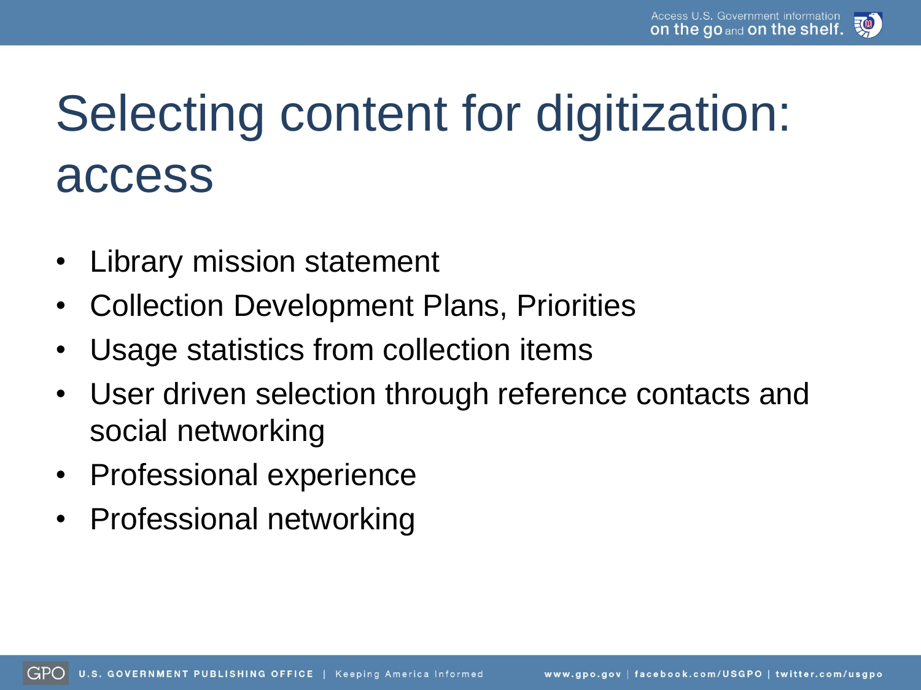# Selecting content for digitization: access

- Library mission statement
- Collection Development Plans, Priorities
- Usage statistics from collection items
- User driven selection through reference contacts and social networking
- Professional experience
- Professional networking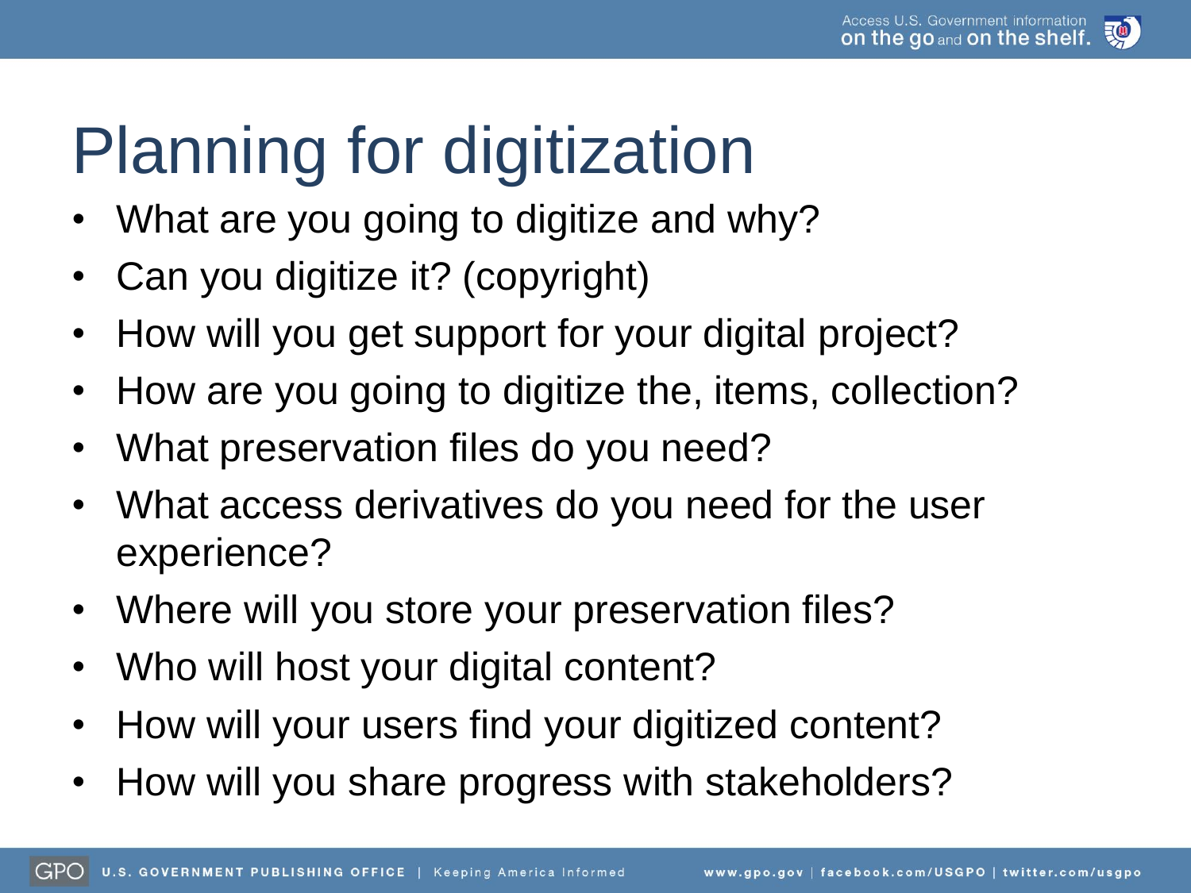# Planning for digitization

- What are you going to digitize and why?
- Can you digitize it? (copyright)
- How will you get support for your digital project?
- How are you going to digitize the, items, collection?
- What preservation files do you need?
- What access derivatives do you need for the user experience?
- Where will you store your preservation files?
- Who will host your digital content?
- How will your users find your digitized content?
- How will you share progress with stakeholders?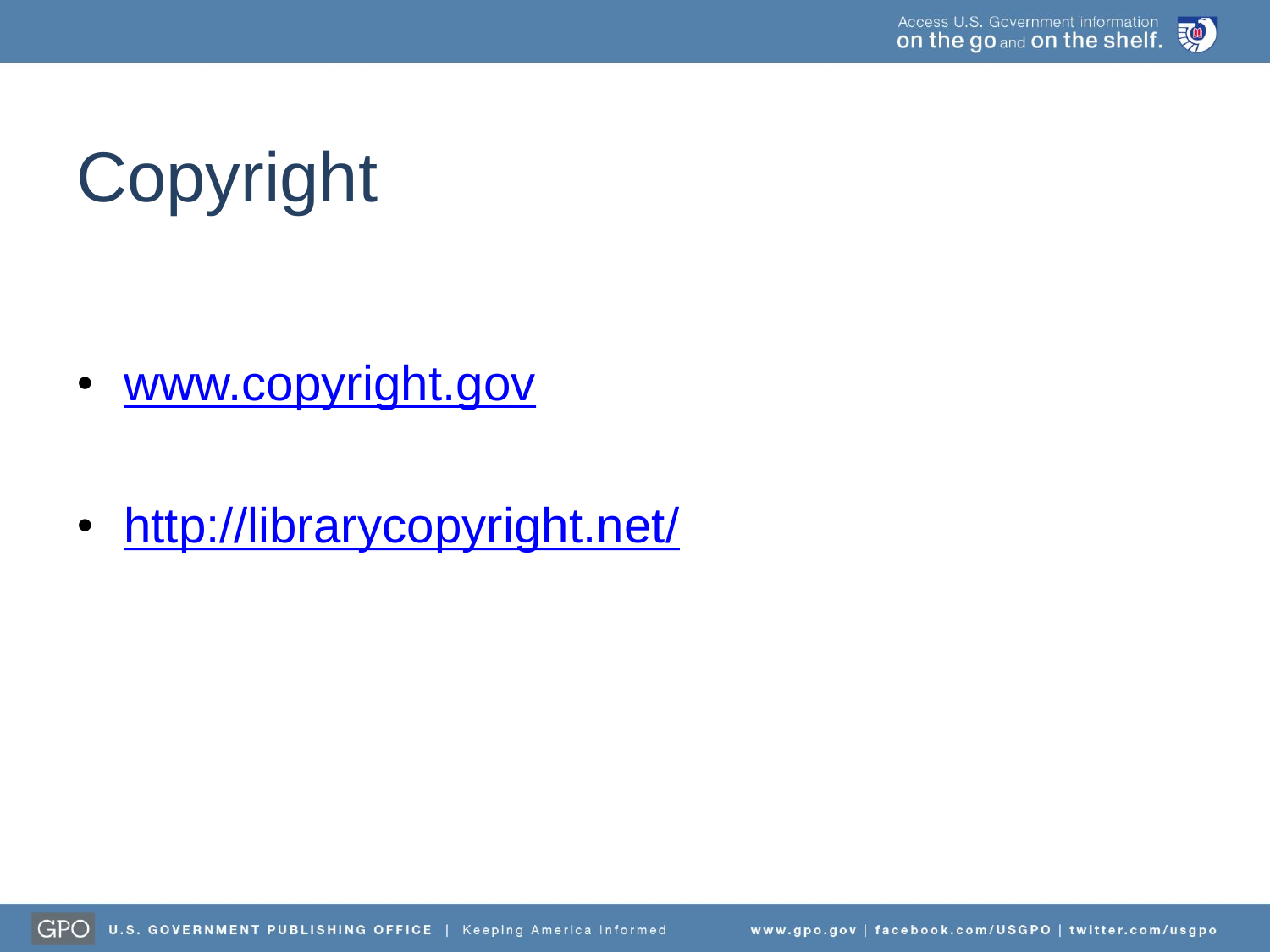# Copyright

- www.copyright.gov
- http://librarycopyright.net/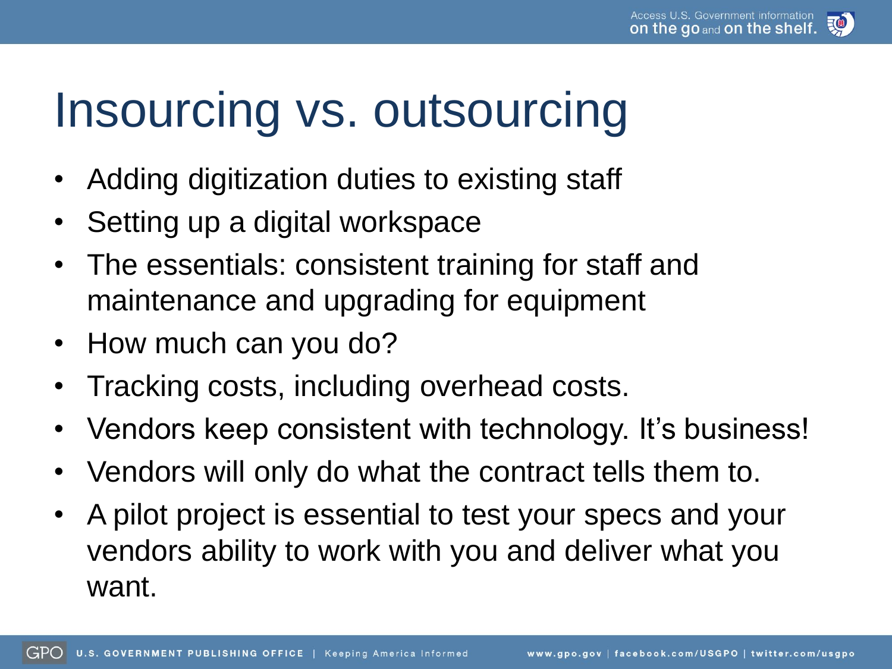# Insourcing vs. outsourcing

- Adding digitization duties to existing staff
- Setting up a digital workspace
- The essentials: consistent training for staff and maintenance and upgrading for equipment
- How much can you do?
- Tracking costs, including overhead costs.
- Vendors keep consistent with technology. It's business!
- Vendors will only do what the contract tells them to.
- A pilot project is essential to test your specs and your vendors ability to work with you and deliver what you want.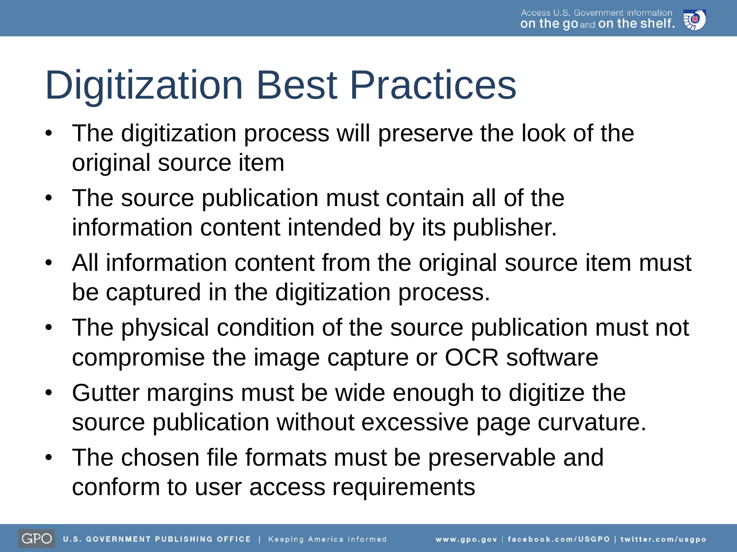# Digitization Best Practices

- The digitization process will preserve the look of the original source item
- The source publication must contain all of the information content intended by its publisher.
- All information content from the original source item must be captured in the digitization process.
- The physical condition of the source publication must not compromise the image capture or OCR software
- Gutter margins must be wide enough to digitize the source publication without excessive page curvature.
- The chosen file formats must be preservable and conform to user access requirements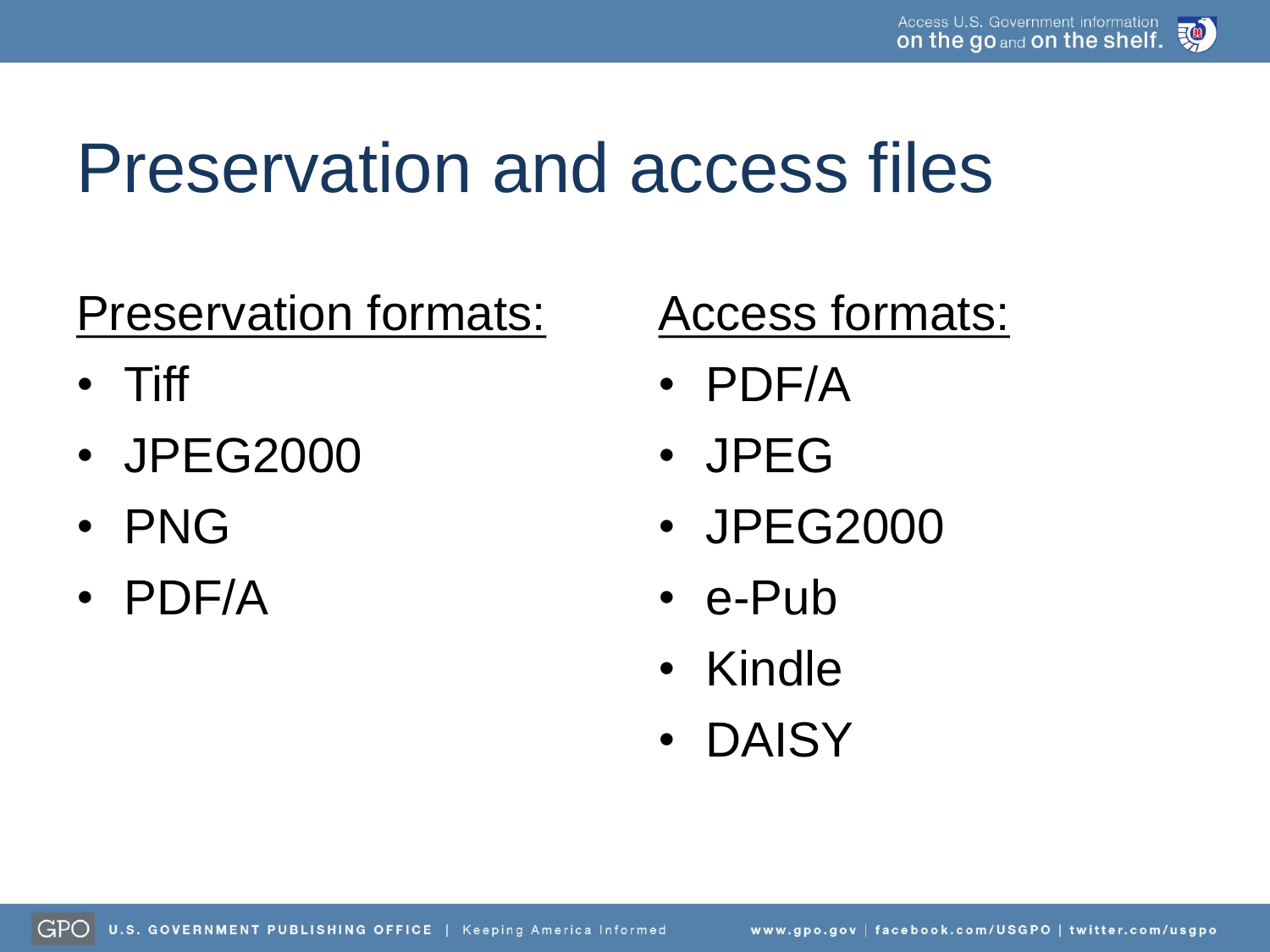# Preservation and access files

Preservation formats:

- Tiff
- JPEG2000
- PNG
- PDF/A

Access formats:

- PDF/A
- JPEG
- JPEG2000
- e-Pub
- Kindle
- DAISY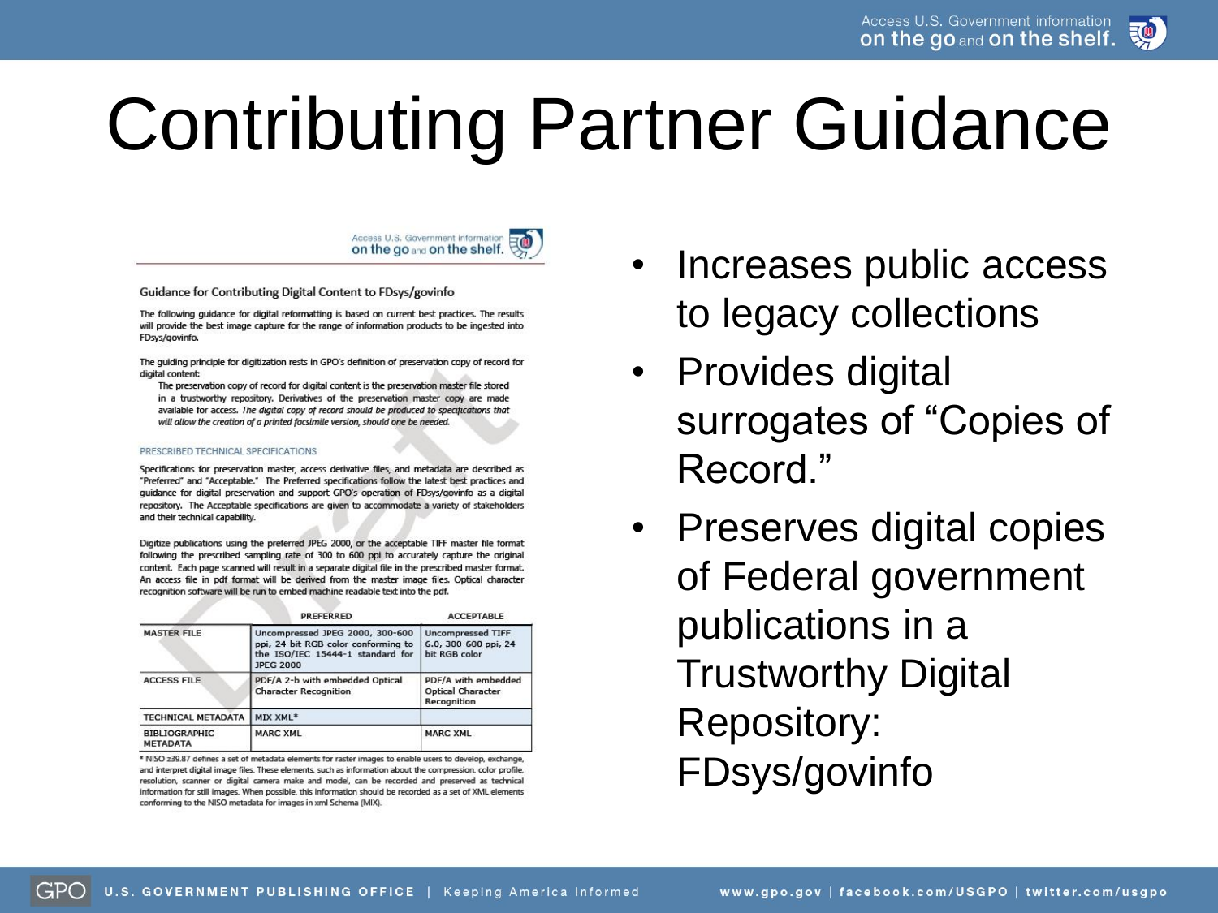# Contributing Partner Guidance

Access U.S. Government information on the go and on the shelf.

Guidance for Contributing Digital Content to FDsys/govinfo

The following guidance for digital reformatting is based on current best practices. The results will provide the best image capture for the range of information products to be ingested into FDsys/govinfo.

The guiding principle for digitization rests in GPO's definition of preservation copy of record for digital content:

> The preservation copy of record for digital content is the preservation master file stored in a trustworthy repository. Derivatives of the preservation master copy are made available for access. *The digital copy of record should be produced to specifications that will allow the creation of a printed facsimile version, should one be needed.*

PRESCRIBED TECHNICAL SPECIFICATIONS

Specifications for preservation master, access derivative files, and metadata are described as "Preferred" and "Acceptable." The Preferred specifications follow the latest best practices and guidance for digital preservation and support GPO's operation of FDsys/govinfo as a digital repository. The Acceptable specifications are given to accommodate a variety of stakeholders and their technical capability.

Digitize publications using the preferred JPEG 2000, or the acceptable TIFF master file format following the prescribed sampling rate of 300 to 600 ppi to accurately capture the original content. Each page scanned will result in a separate digital file in the prescribed master format. An access file in pdf format will be derived from the master image files. Optical character recognition software will be run to embed machine readable text into the pdf.

| | PREFERRED | ACCEPTABLE |
|---|---|---|
| MASTER FILE | Uncompressed JPEG 2000, 300-600 ppi, 24 bit RGB color conforming to the ISO/IEC 15444-1 standard for JPEG 2000 | Uncompressed TIFF 6.0, 300-600 ppi, 24 bit RGB color |
| ACCESS FILE | PDF/A 2-b with embedded Optical Character Recognition | PDF/A with embedded Optical Character Recognition |
| TECHNICAL METADATA | MIX XML* | |
| BIBLIOGRAPHIC METADATA | MARC XML | MARC XML |

\* NISO z39.87 defines a set of metadata elements for raster images to enable users to develop, exchange, and interpret digital image files. These elements, such as information about the compression, color profile, resolution, scanner or digital camera make and model, can be recorded and preserved as technical information for still images. When possible, this information should be recorded as a set of XML elements conforming to the NISO metadata for images in xml Schema (MIX).

- Increases public access to legacy collections
- Provides digital surrogates of "Copies of Record."
- Preserves digital copies of Federal government publications in a Trustworthy Digital Repository: FDsys/govinfo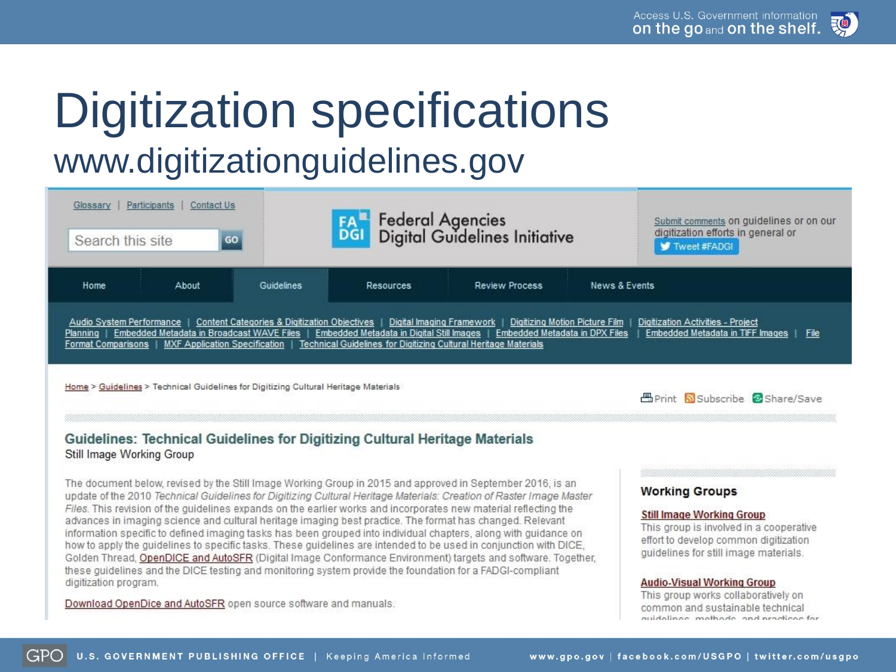# Digitization specifications

## www.digitizationguidelines.gov

Glossary | Participants | Contact Us

Search this site GO

FA DGI Federal Agencies Digital Guidelines Initiative

Submit comments on guidelines or on our digitization efforts in general or Tweet #FADGI

Home | About | Guidelines | Resources | Review Process | News & Events

Audio System Performance | Content Categories & Digitization Objectives | Digital Imaging Framework | Digitizing Motion Picture Film | Digitization Activities - Project Planning | Embedded Metadata in Broadcast WAVE Files | Embedded Metadata in Digital Still Images | Embedded Metadata in DPX Files | Embedded Metadata in TIFF Images | File Format Comparisons | MXF Application Specification | Technical Guidelines for Digitizing Cultural Heritage Materials

Home > Guidelines > Technical Guidelines for Digitizing Cultural Heritage Materials

Print Subscribe Share/Save

### Guidelines: Technical Guidelines for Digitizing Cultural Heritage Materials

Still Image Working Group

The document below, revised by the Still Image Working Group in 2015 and approved in September 2016, is an update of the 2010 *Technical Guidelines for Digitizing Cultural Heritage Materials: Creation of Raster Image Master Files*. This revision of the guidelines expands on the earlier works and incorporates new material reflecting the advances in imaging science and cultural heritage imaging best practice. The format has changed. Relevant information specific to defined imaging tasks has been grouped into individual chapters, along with guidance on how to apply the guidelines to specific tasks. These guidelines are intended to be used in conjunction with DICE, Golden Thread, OpenDICE and AutoSFR (Digital Image Conformance Environment) targets and software. Together, these guidelines and the DICE testing and monitoring system provide the foundation for a FADGI-compliant digitization program.

Download OpenDice and AutoSFR open source software and manuals.

#### Working Groups

**Still Image Working Group**
This group is involved in a cooperative effort to develop common digitization guidelines for still image materials.

**Audio-Visual Working Group**
This group works collaboratively on common and sustainable technical guidelines, methods, and practices for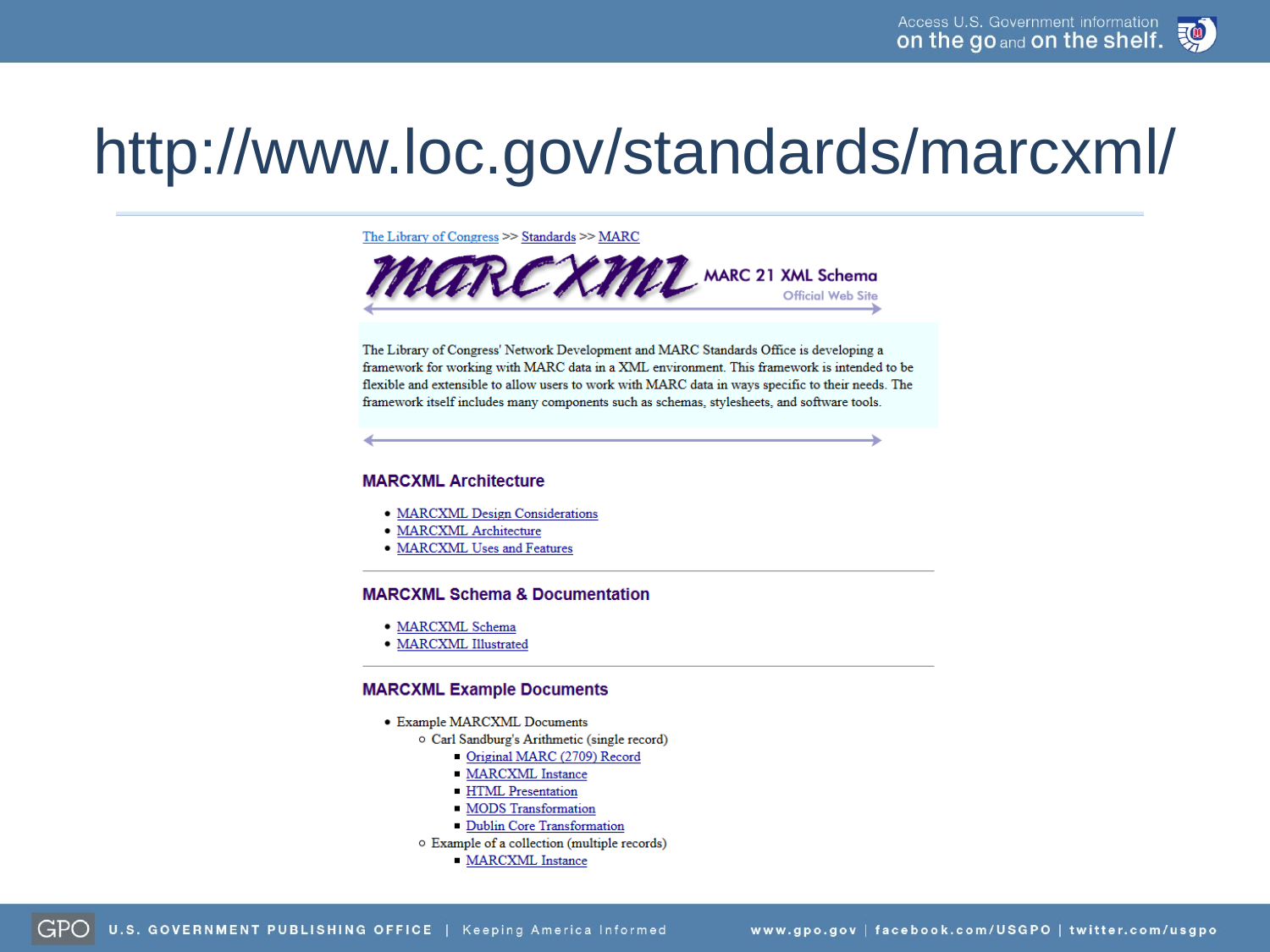# http://www.loc.gov/standards/marcxml/

The Library of Congress >> Standards >> MARC

**marcxml** MARC 21 XML Schema
Official Web Site

The Library of Congress' Network Development and MARC Standards Office is developing a framework for working with MARC data in a XML environment. This framework is intended to be flexible and extensible to allow users to work with MARC data in ways specific to their needs. The framework itself includes many components such as schemas, stylesheets, and software tools.

## MARCXML Architecture

- MARCXML Design Considerations
- MARCXML Architecture
- MARCXML Uses and Features

## MARCXML Schema & Documentation

- MARCXML Schema
- MARCXML Illustrated

## MARCXML Example Documents

- Example MARCXML Documents
  - Carl Sandburg's Arithmetic (single record)
    - Original MARC (2709) Record
    - MARCXML Instance
    - HTML Presentation
    - MODS Transformation
    - Dublin Core Transformation
  - Example of a collection (multiple records)
    - MARCXML Instance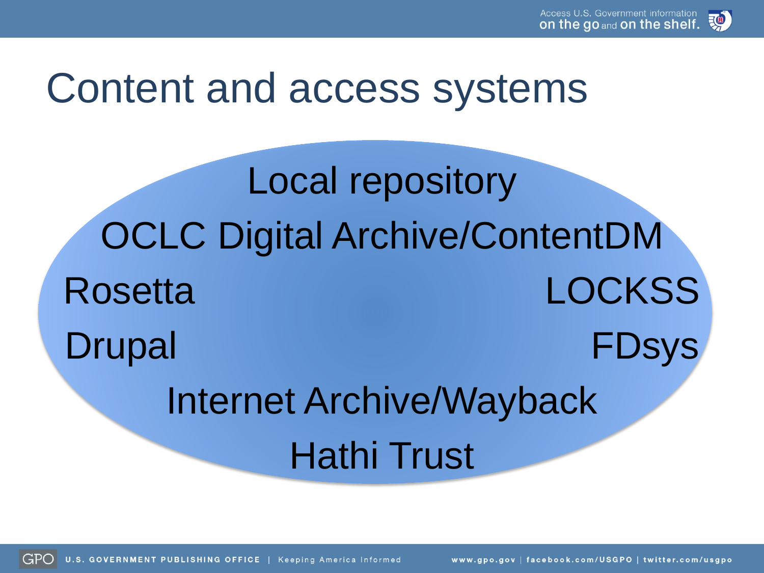# Content and access systems

Local repository

OCLC Digital Archive/ContentDM

Rosetta

LOCKSS

Drupal

FDsys

Internet Archive/Wayback

Hathi Trust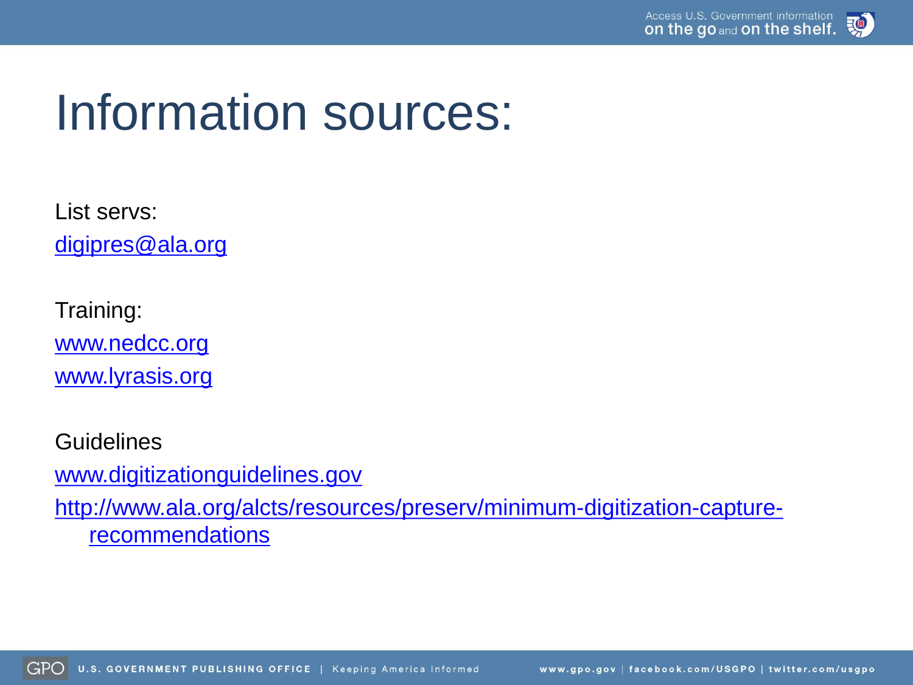# Information sources:

List servs:

digipres@ala.org

Training:

www.nedcc.org

www.lyrasis.org

Guidelines

www.digitizationguidelines.gov

http://www.ala.org/alcts/resources/preserv/minimum-digitization-capture-recommendations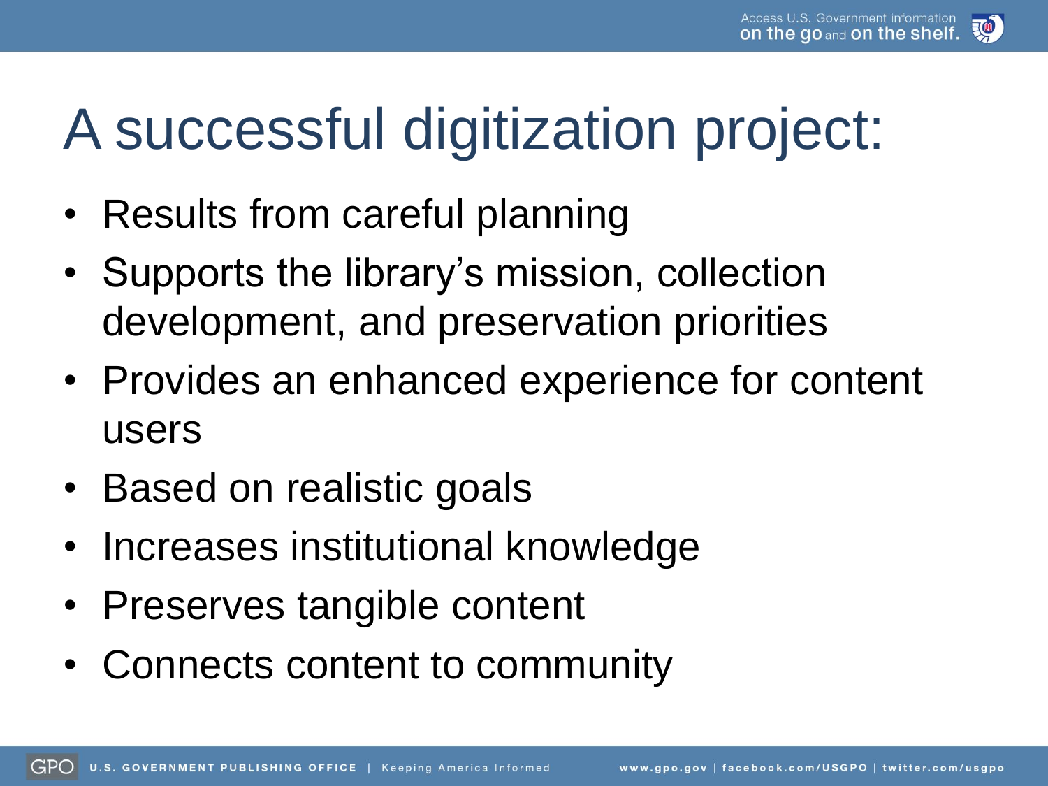# A successful digitization project:

- Results from careful planning
- Supports the library's mission, collection development, and preservation priorities
- Provides an enhanced experience for content users
- Based on realistic goals
- Increases institutional knowledge
- Preserves tangible content
- Connects content to community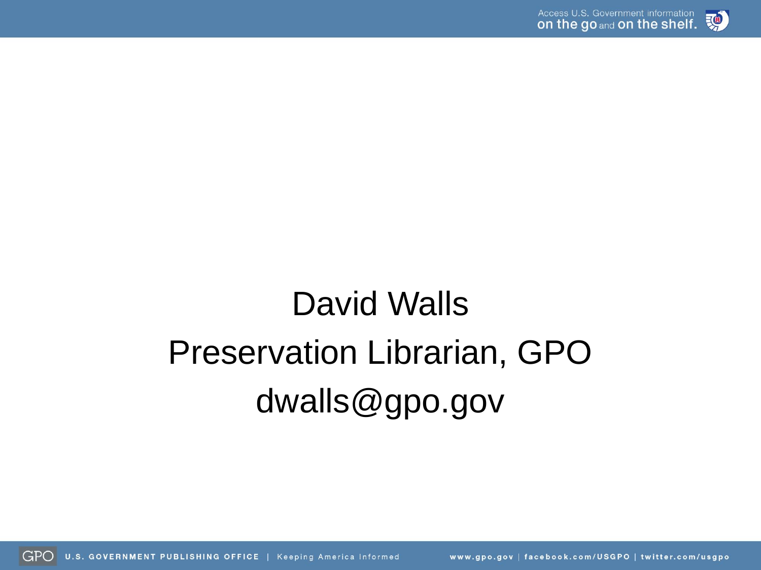David Walls

Preservation Librarian, GPO

dwalls@gpo.gov